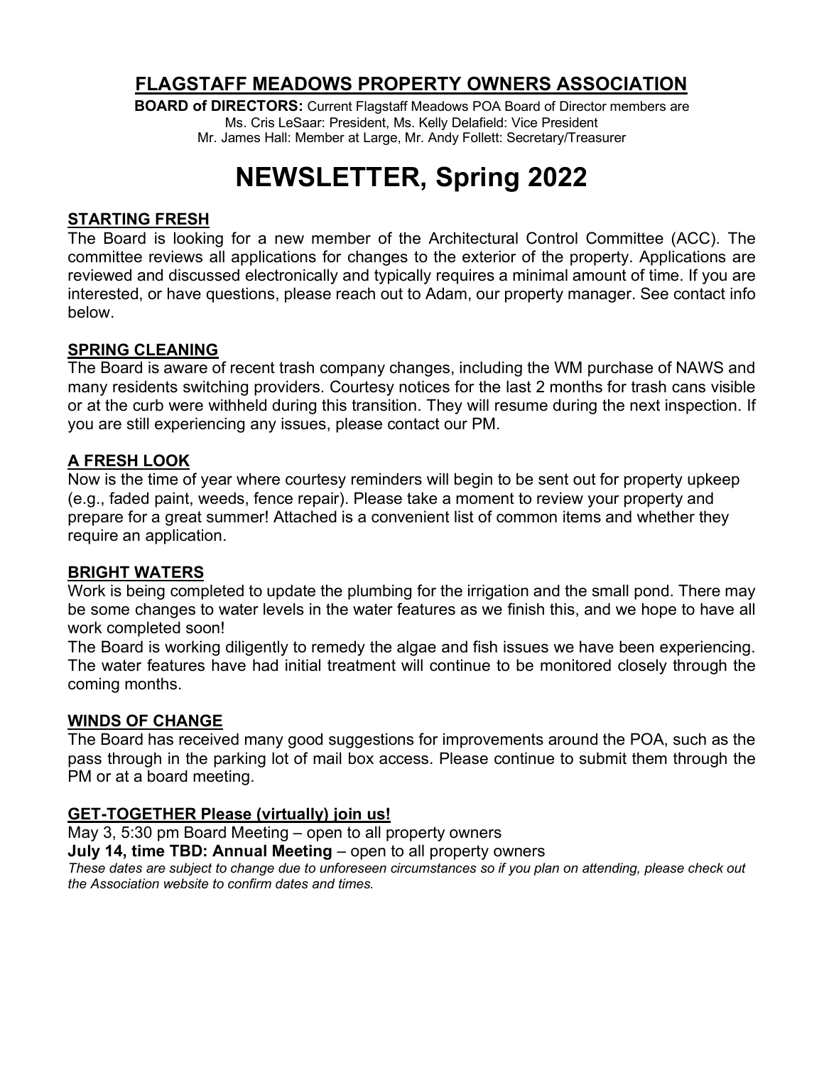# FLAGSTAFF MEADOWS PROPERTY OWNERS ASSOCIATION

**BOARD of DIRECTORS:** Current Flagstaff Meadows POA Board of Director members are
Ms. Cris LeSaar: President, Ms. Kelly Delafield: Vice President
Mr. James Hall: Member at Large, Mr. Andy Follett: Secretary/Treasurer

# NEWSLETTER, Spring 2022

## STARTING FRESH

The Board is looking for a new member of the Architectural Control Committee (ACC). The committee reviews all applications for changes to the exterior of the property. Applications are reviewed and discussed electronically and typically requires a minimal amount of time. If you are interested, or have questions, please reach out to Adam, our property manager. See contact info below.

## SPRING CLEANING

The Board is aware of recent trash company changes, including the WM purchase of NAWS and many residents switching providers. Courtesy notices for the last 2 months for trash cans visible or at the curb were withheld during this transition. They will resume during the next inspection. If you are still experiencing any issues, please contact our PM.

## A FRESH LOOK

Now is the time of year where courtesy reminders will begin to be sent out for property upkeep (e.g., faded paint, weeds, fence repair). Please take a moment to review your property and prepare for a great summer! Attached is a convenient list of common items and whether they require an application.

## BRIGHT WATERS

Work is being completed to update the plumbing for the irrigation and the small pond. There may be some changes to water levels in the water features as we finish this, and we hope to have all work completed soon!

The Board is working diligently to remedy the algae and fish issues we have been experiencing. The water features have had initial treatment will continue to be monitored closely through the coming months.

## WINDS OF CHANGE

The Board has received many good suggestions for improvements around the POA, such as the pass through in the parking lot of mail box access. Please continue to submit them through the PM or at a board meeting.

## GET-TOGETHER Please (virtually) join us!

May 3, 5:30 pm Board Meeting – open to all property owners

**July 14, time TBD: Annual Meeting** – open to all property owners

*These dates are subject to change due to unforeseen circumstances so if you plan on attending, please check out the Association website to confirm dates and times.*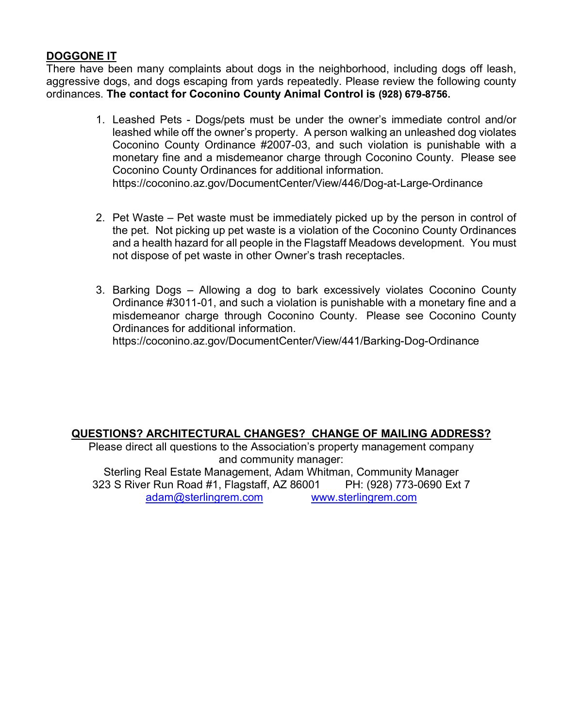## DOGGONE IT

There have been many complaints about dogs in the neighborhood, including dogs off leash, aggressive dogs, and dogs escaping from yards repeatedly. Please review the following county ordinances. **The contact for Coconino County Animal Control is (928) 679-8756.**

1. Leashed Pets - Dogs/pets must be under the owner's immediate control and/or leashed while off the owner's property. A person walking an unleashed dog violates Coconino County Ordinance #2007-03, and such violation is punishable with a monetary fine and a misdemeanor charge through Coconino County. Please see Coconino County Ordinances for additional information.
   https://coconino.az.gov/DocumentCenter/View/446/Dog-at-Large-Ordinance

2. Pet Waste – Pet waste must be immediately picked up by the person in control of the pet. Not picking up pet waste is a violation of the Coconino County Ordinances and a health hazard for all people in the Flagstaff Meadows development. You must not dispose of pet waste in other Owner's trash receptacles.

3. Barking Dogs – Allowing a dog to bark excessively violates Coconino County Ordinance #3011-01, and such a violation is punishable with a monetary fine and a misdemeanor charge through Coconino County. Please see Coconino County Ordinances for additional information.
   https://coconino.az.gov/DocumentCenter/View/441/Barking-Dog-Ordinance

## QUESTIONS? ARCHITECTURAL CHANGES? CHANGE OF MAILING ADDRESS?

Please direct all questions to the Association's property management company and community manager:

Sterling Real Estate Management, Adam Whitman, Community Manager
323 S River Run Road #1, Flagstaff, AZ 86001 PH: (928) 773-0690 Ext 7
adam@sterlingrem.com www.sterlingrem.com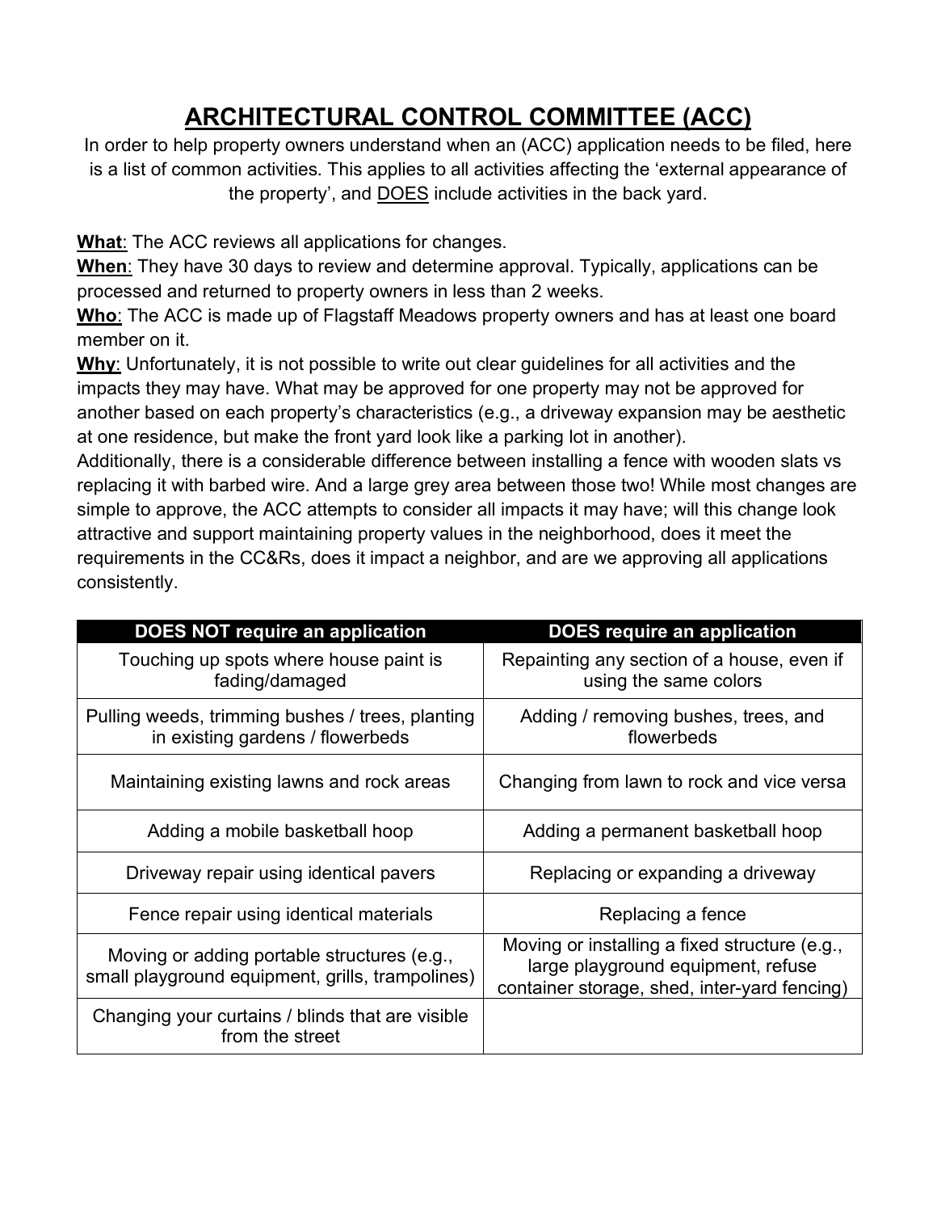# ARCHITECTURAL CONTROL COMMITTEE (ACC)

In order to help property owners understand when an (ACC) application needs to be filed, here is a list of common activities. This applies to all activities affecting the 'external appearance of the property', and DOES include activities in the back yard.

**What**: The ACC reviews all applications for changes.
**When**: They have 30 days to review and determine approval. Typically, applications can be processed and returned to property owners in less than 2 weeks.
**Who**: The ACC is made up of Flagstaff Meadows property owners and has at least one board member on it.
**Why**: Unfortunately, it is not possible to write out clear guidelines for all activities and the impacts they may have. What may be approved for one property may not be approved for another based on each property's characteristics (e.g., a driveway expansion may be aesthetic at one residence, but make the front yard look like a parking lot in another).
Additionally, there is a considerable difference between installing a fence with wooden slats vs replacing it with barbed wire. And a large grey area between those two! While most changes are simple to approve, the ACC attempts to consider all impacts it may have; will this change look attractive and support maintaining property values in the neighborhood, does it meet the requirements in the CC&Rs, does it impact a neighbor, and are we approving all applications consistently.

| DOES NOT require an application | DOES require an application |
|---|---|
| Touching up spots where house paint is fading/damaged | Repainting any section of a house, even if using the same colors |
| Pulling weeds, trimming bushes / trees, planting in existing gardens / flowerbeds | Adding / removing bushes, trees, and flowerbeds |
| Maintaining existing lawns and rock areas | Changing from lawn to rock and vice versa |
| Adding a mobile basketball hoop | Adding a permanent basketball hoop |
| Driveway repair using identical pavers | Replacing or expanding a driveway |
| Fence repair using identical materials | Replacing a fence |
| Moving or adding portable structures (e.g., small playground equipment, grills, trampolines) | Moving or installing a fixed structure (e.g., large playground equipment, refuse container storage, shed, inter-yard fencing) |
| Changing your curtains / blinds that are visible from the street | |